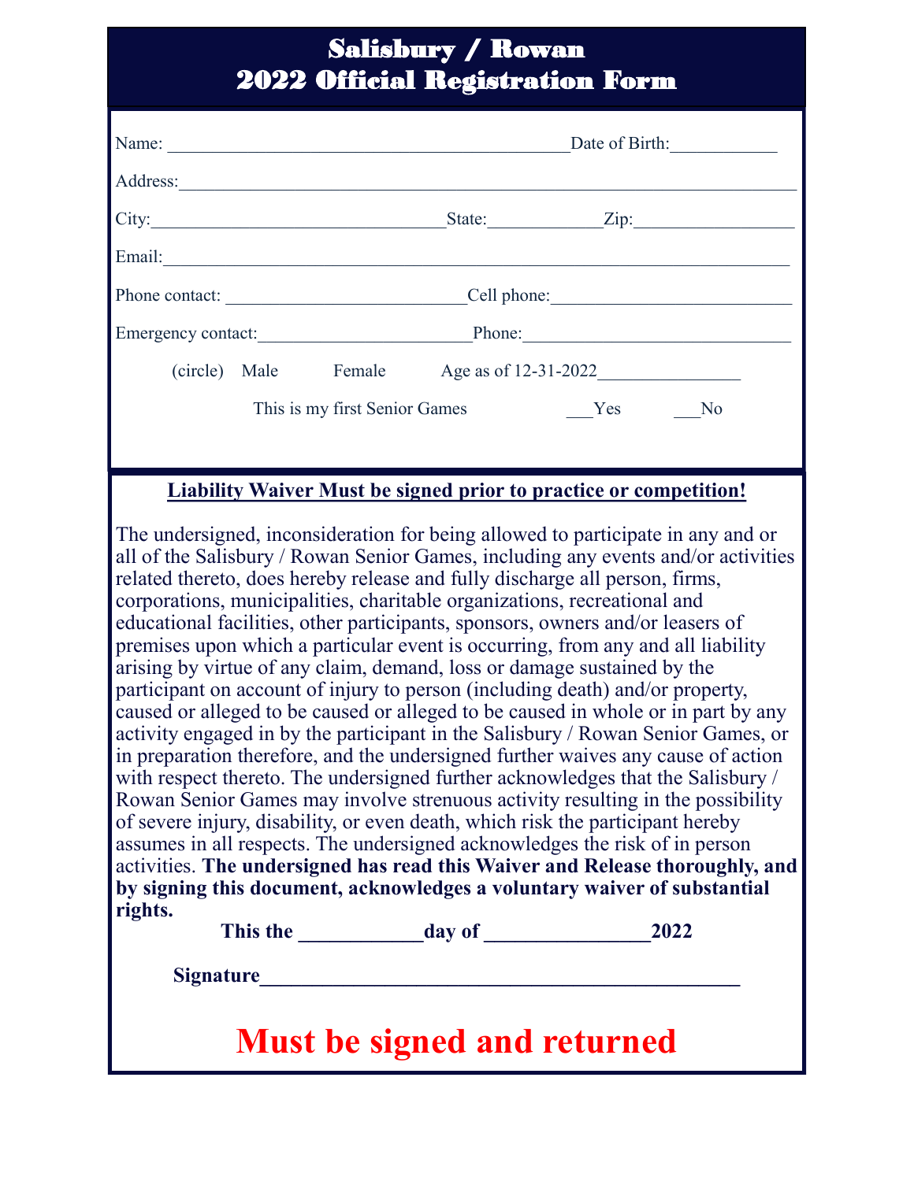# Salisbury / Rowan
# 2022 Official Registration Form

Name: ___________________________________________Date of Birth:___________

Address:_____________________________________________________________________

City:________________________________State:____________Zip:_________________

Email:_______________________________________________________________________

Phone contact: _________________________Cell phone:_________________________

Emergency contact:______________________Phone:____________________________

(circle) Male Female Age as of 12-31-2022_______________

This is my first Senior Games ___Yes ___No

**Liability Waiver Must be signed prior to practice or competition!**

The undersigned, inconsideration for being allowed to participate in any and or all of the Salisbury / Rowan Senior Games, including any events and/or activities related thereto, does hereby release and fully discharge all person, firms, corporations, municipalities, charitable organizations, recreational and educational facilities, other participants, sponsors, owners and/or leasers of premises upon which a particular event is occurring, from any and all liability arising by virtue of any claim, demand, loss or damage sustained by the participant on account of injury to person (including death) and/or property, caused or alleged to be caused or alleged to be caused in whole or in part by any activity engaged in by the participant in the Salisbury / Rowan Senior Games, or in preparation therefore, and the undersigned further waives any cause of action with respect thereto. The undersigned further acknowledges that the Salisbury / Rowan Senior Games may involve strenuous activity resulting in the possibility of severe injury, disability, or even death, which risk the participant hereby assumes in all respects. The undersigned acknowledges the risk of in person activities. **The undersigned has read this Waiver and Release thoroughly, and by signing this document, acknowledges a voluntary waiver of substantial rights.**

**This the ___________day of _______________2022**

**Signature_____________________________________________**

**Must be signed and returned**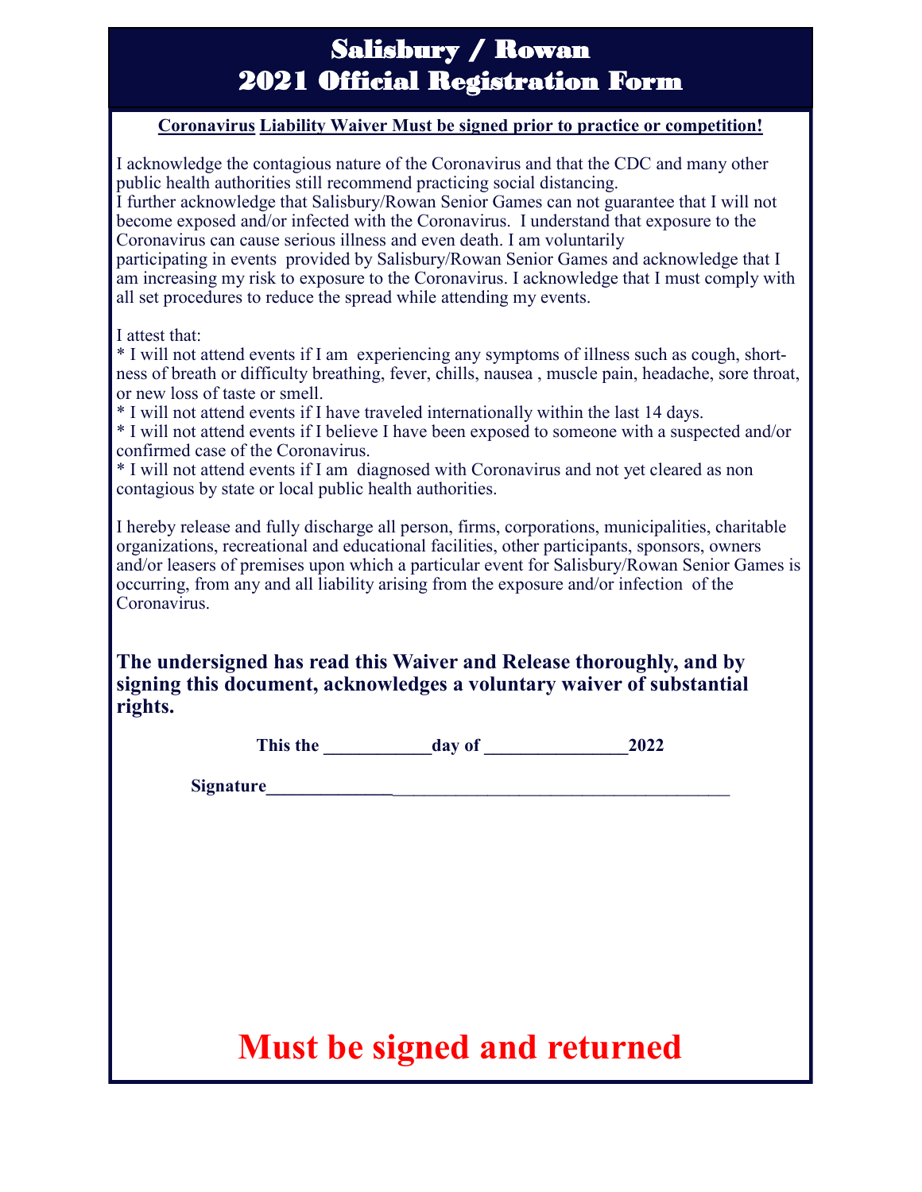# Salisbury / Rowan
# 2021 Official Registration Form

**Coronavirus Liability Waiver Must be signed prior to practice or competition!**

I acknowledge the contagious nature of the Coronavirus and that the CDC and many other public health authorities still recommend practicing social distancing.
I further acknowledge that Salisbury/Rowan Senior Games can not guarantee that I will not become exposed and/or infected with the Coronavirus. I understand that exposure to the Coronavirus can cause serious illness and even death. I am voluntarily participating in events provided by Salisbury/Rowan Senior Games and acknowledge that I am increasing my risk to exposure to the Coronavirus. I acknowledge that I must comply with all set procedures to reduce the spread while attending my events.

I attest that:
* I will not attend events if I am experiencing any symptoms of illness such as cough, shortness of breath or difficulty breathing, fever, chills, nausea , muscle pain, headache, sore throat, or new loss of taste or smell.
* I will not attend events if I have traveled internationally within the last 14 days.
* I will not attend events if I believe I have been exposed to someone with a suspected and/or confirmed case of the Coronavirus.
* I will not attend events if I am diagnosed with Coronavirus and not yet cleared as non contagious by state or local public health authorities.

I hereby release and fully discharge all person, firms, corporations, municipalities, charitable organizations, recreational and educational facilities, other participants, sponsors, owners and/or leasers of premises upon which a particular event for Salisbury/Rowan Senior Games is occurring, from any and all liability arising from the exposure and/or infection of the Coronavirus.

**The undersigned has read this Waiver and Release thoroughly, and by signing this document, acknowledges a voluntary waiver of substantial rights.**

**This the ___________day of _______________2022**

**Signature_____________________________________________________**

# Must be signed and returned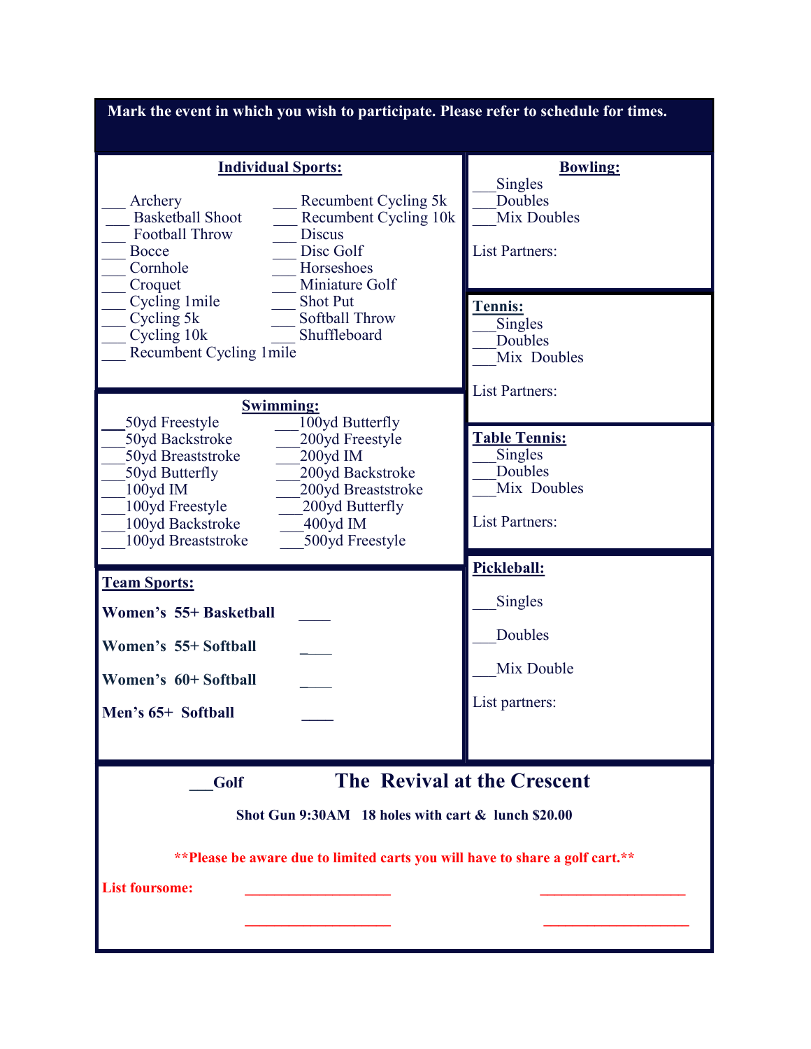**Mark the event in which you wish to participate. Please refer to schedule for times.**

## Individual Sports:

___ Archery
___ Basketball Shoot
___ Football Throw
___ Bocce
___ Cornhole
___ Croquet
___ Cycling 1mile
___ Cycling 5k
___ Cycling 10k
___ Recumbent Cycling 1mile
___ Recumbent Cycling 5k
___ Recumbent Cycling 10k
___ Discus
___ Disc Golf
___ Horseshoes
___ Miniature Golf
___ Shot Put
___ Softball Throw
___ Shuffleboard

## Swimming:

___50yd Freestyle
___50yd Backstroke
___50yd Breaststroke
___50yd Butterfly
___100yd IM
___100yd Freestyle
___100yd Backstroke
___100yd Breaststroke
___100yd Butterfly
___200yd Freestyle
___200yd IM
___200yd Backstroke
___200yd Breaststroke
___200yd Butterfly
___400yd IM
___500yd Freestyle

## Team Sports:

**Women's 55+ Basketball** ____

**Women's 55+ Softball** ____

**Women's 60+ Softball** ____

**Men's 65+ Softball** ____

## Bowling:

___Singles
___Doubles
___Mix Doubles

List Partners:

## Tennis:

___Singles
___Doubles
___Mix Doubles

List Partners:

## Table Tennis:

___Singles
___Doubles
___Mix Doubles

List Partners:

## Pickleball:

___Singles

___Doubles

___Mix Double

List partners:

___**Golf**

## The Revival at the Crescent

**Shot Gun 9:30AM 18 holes with cart & lunch $20.00**

****Please be aware due to limited carts you will have to share a golf cart.****

**List foursome:** ____________________ ____________________

____________________ ____________________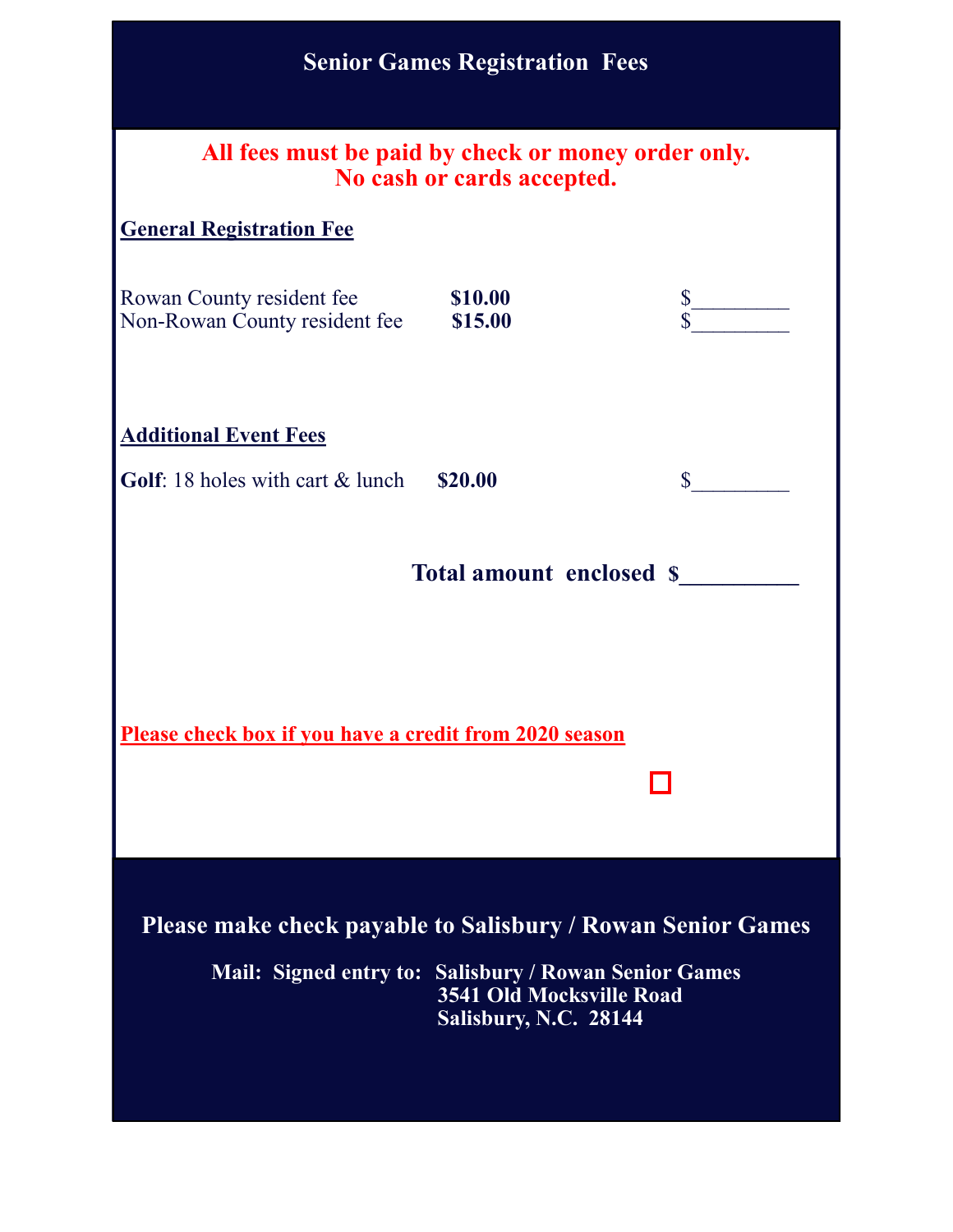# Senior Games Registration Fees

**All fees must be paid by check or money order only.**
**No cash or cards accepted.**

**General Registration Fee**

| | | |
|---|---|---|
| Rowan County resident fee | **$10.00** | $_________ |
| Non-Rowan County resident fee | **$15.00** | $_________ |

**Additional Event Fees**

| | | |
|---|---|---|
| **Golf**: 18 holes with cart & lunch | **$20.00** | $_________ |

**Total amount enclosed $__________**

**Please check box if you have a credit from 2020 season**

☐

**Please make check payable to Salisbury / Rowan Senior Games**

**Mail: Signed entry to: Salisbury / Rowan Senior Games**
**3541 Old Mocksville Road**
**Salisbury, N.C. 28144**